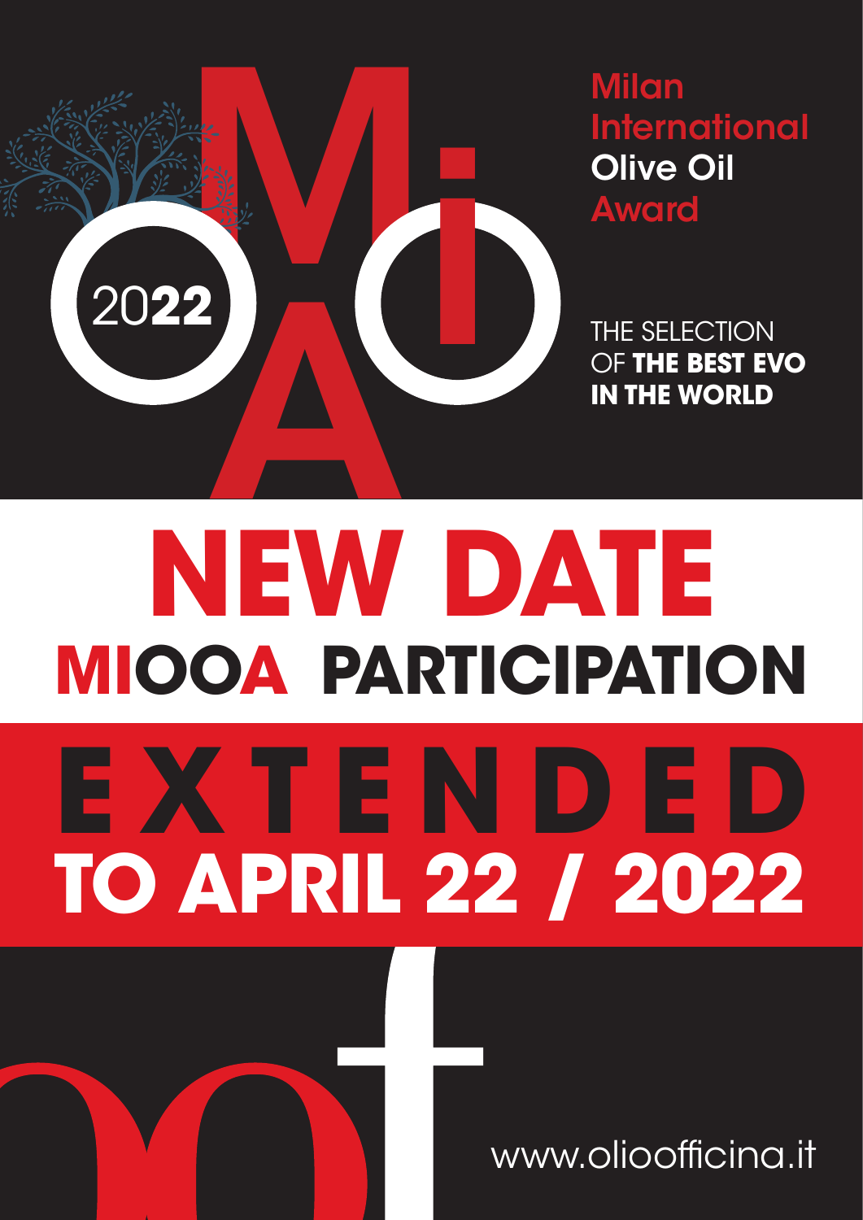2022

Milan International Olive Oil Award

THE SELECTION OF **THE BEST EVO IN THE WORLD**

# NEW DATE

## MIOOA PARTICIPATION

# EXTENDED

## TO APRIL 22 / 2022

www.oliofficina.it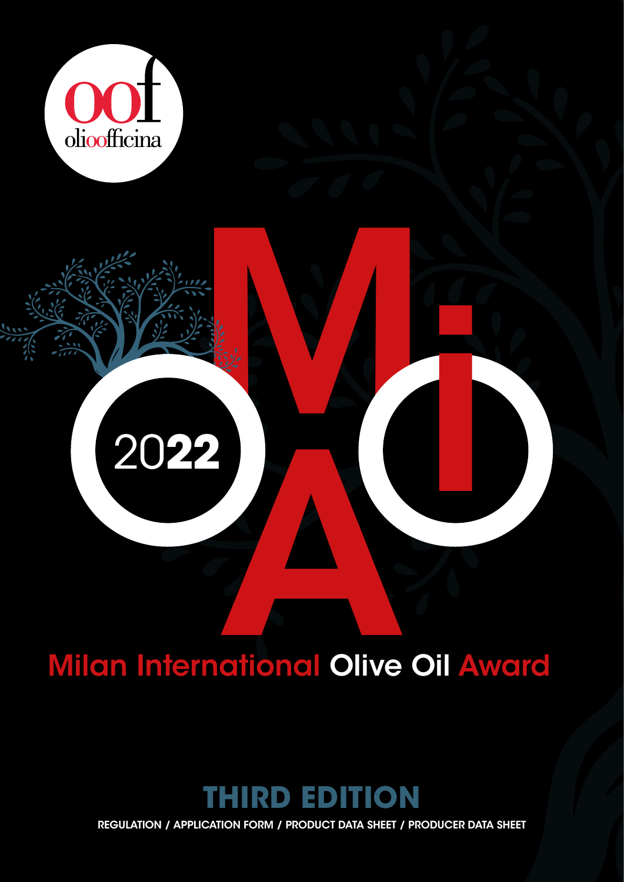oof

olioofficina

2022

MiOOA

# Milan International Olive Oil Award

## THIRD EDITION

REGULATION / APPLICATION FORM / PRODUCT DATA SHEET / PRODUCER DATA SHEET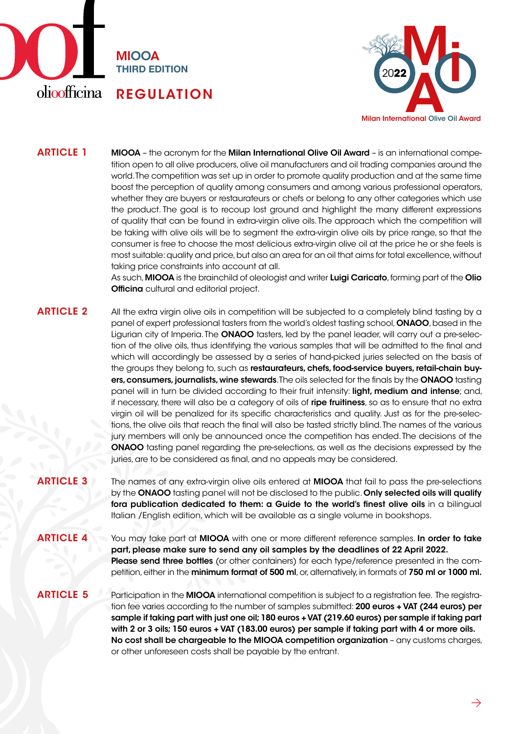# MIOOA
## THIRD EDITION
# REGULATION

Milan International Olive Oil Award

**ARTICLE 1**

**MIOOA** – the acronym for the **Milan International Olive Oil Award** – is an international competition open to all olive producers, olive oil manufacturers and oil trading companies around the world. The competition was set up in order to promote quality production and at the same time boost the perception of quality among consumers and among various professional operators, whether they are buyers or restaurateurs or chefs or belong to any other categories which use the product. The goal is to recoup lost ground and highlight the many different expressions of quality that can be found in extra-virgin olive oils. The approach which the competition will be taking with olive oils will be to segment the extra-virgin olive oils by price range, so that the consumer is free to choose the most delicious extra-virgin olive oil at the price he or she feels is most suitable: quality and price, but also an area for an oil that aims for total excellence, without taking price constraints into account at all.

As such, **MIOOA** is the brainchild of oleologist and writer **Luigi Caricato**, forming part of the **Olio Officina** cultural and editorial project.

**ARTICLE 2**

All the extra virgin olive oils in competition will be subjected to a completely blind tasting by a panel of expert professional tasters from the world's oldest tasting school, **ONAOO**, based in the Ligurian city of Imperia. The **ONAOO** tasters, led by the panel leader, will carry out a pre-selection of the olive oils, thus identifying the various samples that will be admitted to the final and which will accordingly be assessed by a series of hand-picked juries selected on the basis of the groups they belong to, such as **restaurateurs, chefs, food-service buyers, retail-chain buyers, consumers, journalists, wine stewards**. The oils selected for the finals by the **ONAOO** tasting panel will in turn be divided according to their fruit intensity: **light, medium and intense**; and, if necessary, there will also be a category of oils of **ripe fruitiness**, so as to ensure that no extra virgin oil will be penalized for its specific characteristics and quality. Just as for the pre-selections, the olive oils that reach the final will also be tasted strictly blind. The names of the various jury members will only be announced once the competition has ended. The decisions of the **ONAOO** tasting panel regarding the pre-selections, as well as the decisions expressed by the juries, are to be considered as final, and no appeals may be considered.

**ARTICLE 3**

The names of any extra-virgin olive oils entered at **MIOOA** that fail to pass the pre-selections by the **ONAOO** tasting panel will not be disclosed to the public. **Only selected oils will qualify fora publication dedicated to them: a Guide to the world's finest olive oils** in a bilingual Italian /English edition, which will be available as a single volume in bookshops.

**ARTICLE 4**

You may take part at **MIOOA** with one or more different reference samples. **In order to take part, please make sure to send any oil samples by the deadlines of 22 April 2022.**
**Please send three bottles** (or other containers) for each type/reference presented in the competition, either in the **minimum format of 500 ml**, or, alternatively, in formats of **750 ml or 1000 ml.**

**ARTICLE 5**

Participation in the **MIOOA** international competition is subject to a registration fee. The registration fee varies according to the number of samples submitted: **200 euros + VAT (244 euros) per sample if taking part with just one oil; 180 euros + VAT (219.60 euros) per sample if taking part with 2 or 3 oils; 150 euros + VAT (183.00 euros) per sample if taking part with 4 or more oils.**
**No cost shall be chargeable to the MIOOA competition organization** – any customs charges, or other unforeseen costs shall be payable by the entrant.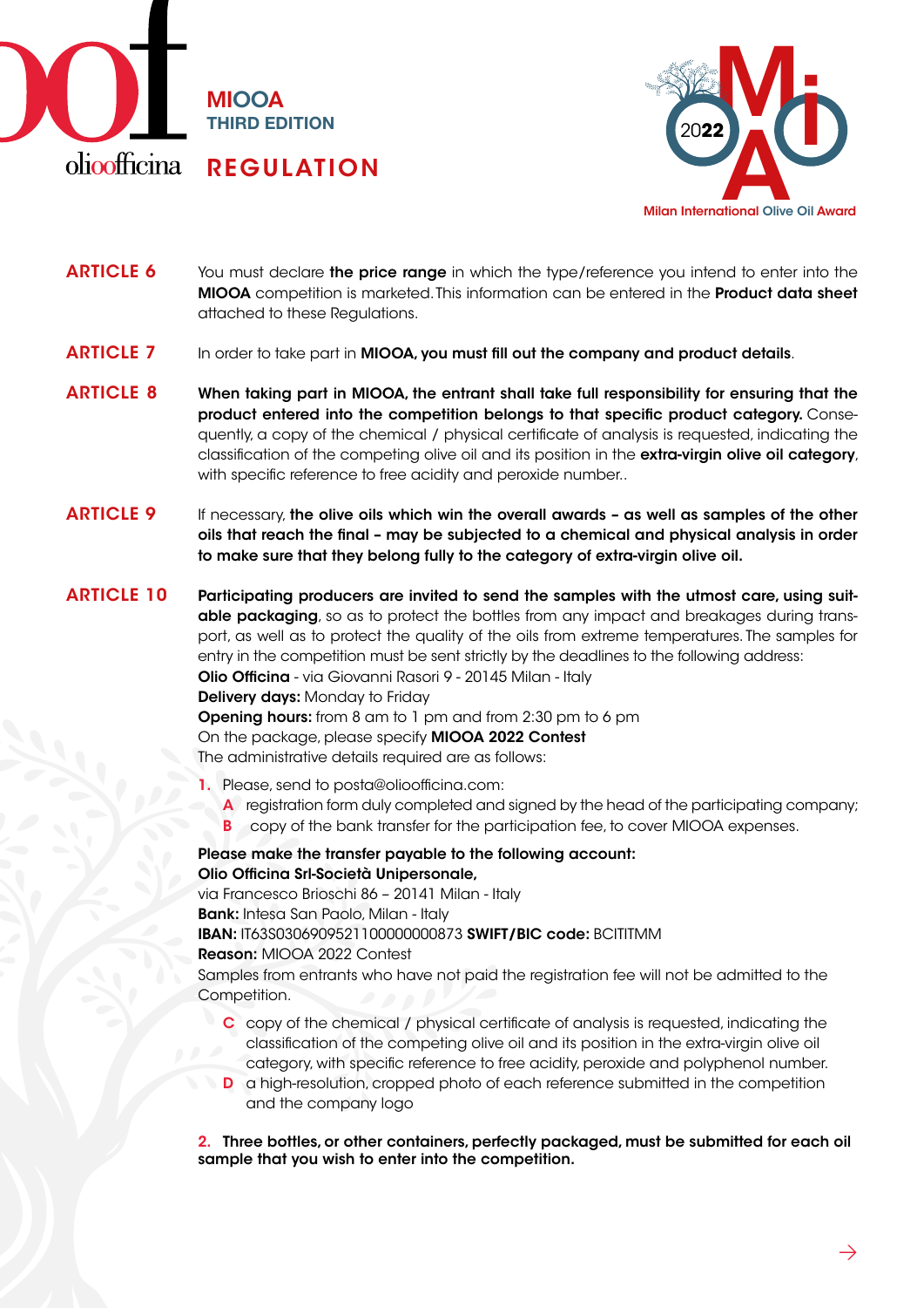**ARTICLE 6** You must declare **the price range** in which the type/reference you intend to enter into the **MIOOA** competition is marketed. This information can be entered in the **Product data sheet** attached to these Regulations.

**ARTICLE 7** In order to take part in **MIOOA, you must fill out the company and product details**.

**ARTICLE 8** **When taking part in MIOOA, the entrant shall take full responsibility for ensuring that the product entered into the competition belongs to that specific product category.** Consequently, a copy of the chemical / physical certificate of analysis is requested, indicating the classification of the competing olive oil and its position in the **extra-virgin olive oil category**, with specific reference to free acidity and peroxide number..

**ARTICLE 9** If necessary, **the olive oils which win the overall awards – as well as samples of the other oils that reach the final – may be subjected to a chemical and physical analysis in order to make sure that they belong fully to the category of extra-virgin olive oil.**

**ARTICLE 10** **Participating producers are invited to send the samples with the utmost care, using suitable packaging**, so as to protect the bottles from any impact and breakages during transport, as well as to protect the quality of the oils from extreme temperatures. The samples for entry in the competition must be sent strictly by the deadlines to the following address:
**Olio Officina** - via Giovanni Rasori 9 - 20145 Milan - Italy
**Delivery days:** Monday to Friday
**Opening hours:** from 8 am to 1 pm and from 2:30 pm to 6 pm
On the package, please specify **MIOOA 2022 Contest**
The administrative details required are as follows:

1. Please, send to posta@olioofficina.com:
   - **A** registration form duly completed and signed by the head of the participating company;
   - **B** copy of the bank transfer for the participation fee, to cover MIOOA expenses.

**Please make the transfer payable to the following account:**
**Olio Officina Srl-Società Unipersonale,**
via Francesco Brioschi 86 – 20141 Milan - Italy
**Bank:** Intesa San Paolo, Milan - Italy
**IBAN:** IT63S0306909521100000000873 **SWIFT/BIC code:** BCITITMM
**Reason:** MIOOA 2022 Contest
Samples from entrants who have not paid the registration fee will not be admitted to the Competition.

   - **C** copy of the chemical / physical certificate of analysis is requested, indicating the classification of the competing olive oil and its position in the extra-virgin olive oil category, with specific reference to free acidity, peroxide and polyphenol number.
   - **D** a high-resolution, cropped photo of each reference submitted in the competition and the company logo

2. **Three bottles, or other containers, perfectly packaged, must be submitted for each oil sample that you wish to enter into the competition.**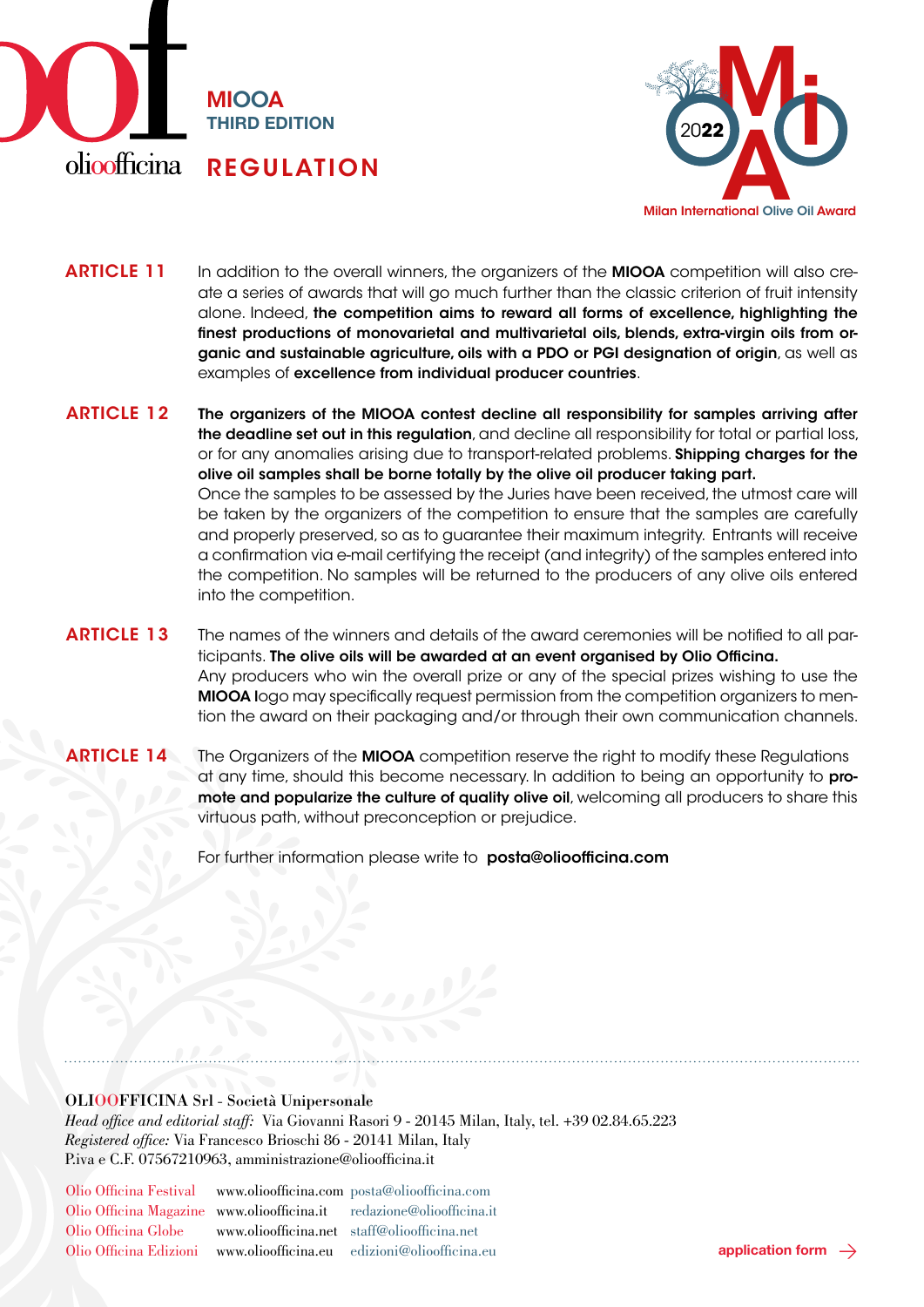# MIOOA
## THIRD EDITION
## REGULATION

2022 Milan International Olive Oil Award

**ARTICLE 11** In addition to the overall winners, the organizers of the **MIOOA** competition will also create a series of awards that will go much further than the classic criterion of fruit intensity alone. Indeed, **the competition aims to reward all forms of excellence, highlighting the finest productions of monovarietal and multivarietal oils, blends, extra-virgin oils from organic and sustainable agriculture, oils with a PDO or PGI designation of origin**, as well as examples of **excellence from individual producer countries**.

**ARTICLE 12** **The organizers of the MIOOA contest decline all responsibility for samples arriving after the deadline set out in this regulation**, and decline all responsibility for total or partial loss, or for any anomalies arising due to transport-related problems. **Shipping charges for the olive oil samples shall be borne totally by the olive oil producer taking part.**
Once the samples to be assessed by the Juries have been received, the utmost care will be taken by the organizers of the competition to ensure that the samples are carefully and properly preserved, so as to guarantee their maximum integrity. Entrants will receive a confirmation via e-mail certifying the receipt (and integrity) of the samples entered into the competition. No samples will be returned to the producers of any olive oils entered into the competition.

**ARTICLE 13** The names of the winners and details of the award ceremonies will be notified to all participants. **The olive oils will be awarded at an event organised by Olio Officina.**
Any producers who win the overall prize or any of the special prizes wishing to use the **MIOOA** logo may specifically request permission from the competition organizers to mention the award on their packaging and/or through their own communication channels.

**ARTICLE 14** The Organizers of the **MIOOA** competition reserve the right to modify these Regulations at any time, should this become necessary. In addition to being an opportunity to **promote and popularize the culture of quality olive oil**, welcoming all producers to share this virtuous path, without preconception or prejudice.

For further information please write to **posta@olioofficina.com**

---

OLIOOFFICINA Srl - Società Unipersonale
*Head office and editorial staff:* Via Giovanni Rasori 9 - 20145 Milan, Italy, tel. +39 02.84.65.223
*Registered office:* Via Francesco Brioschi 86 - 20141 Milan, Italy
P.iva e C.F. 07567210963, amministrazione@olioofficina.it

| | | |
|---|---|---|
| Olio Officina Festival | www.olioofficina.com | posta@olioofficina.com |
| Olio Officina Magazine | www.olioofficina.it | redazione@olioofficina.it |
| Olio Officina Globe | www.olioofficina.net | staff@olioofficina.net |
| Olio Officina Edizioni | www.olioofficina.eu | edizioni@olioofficina.eu |

application form →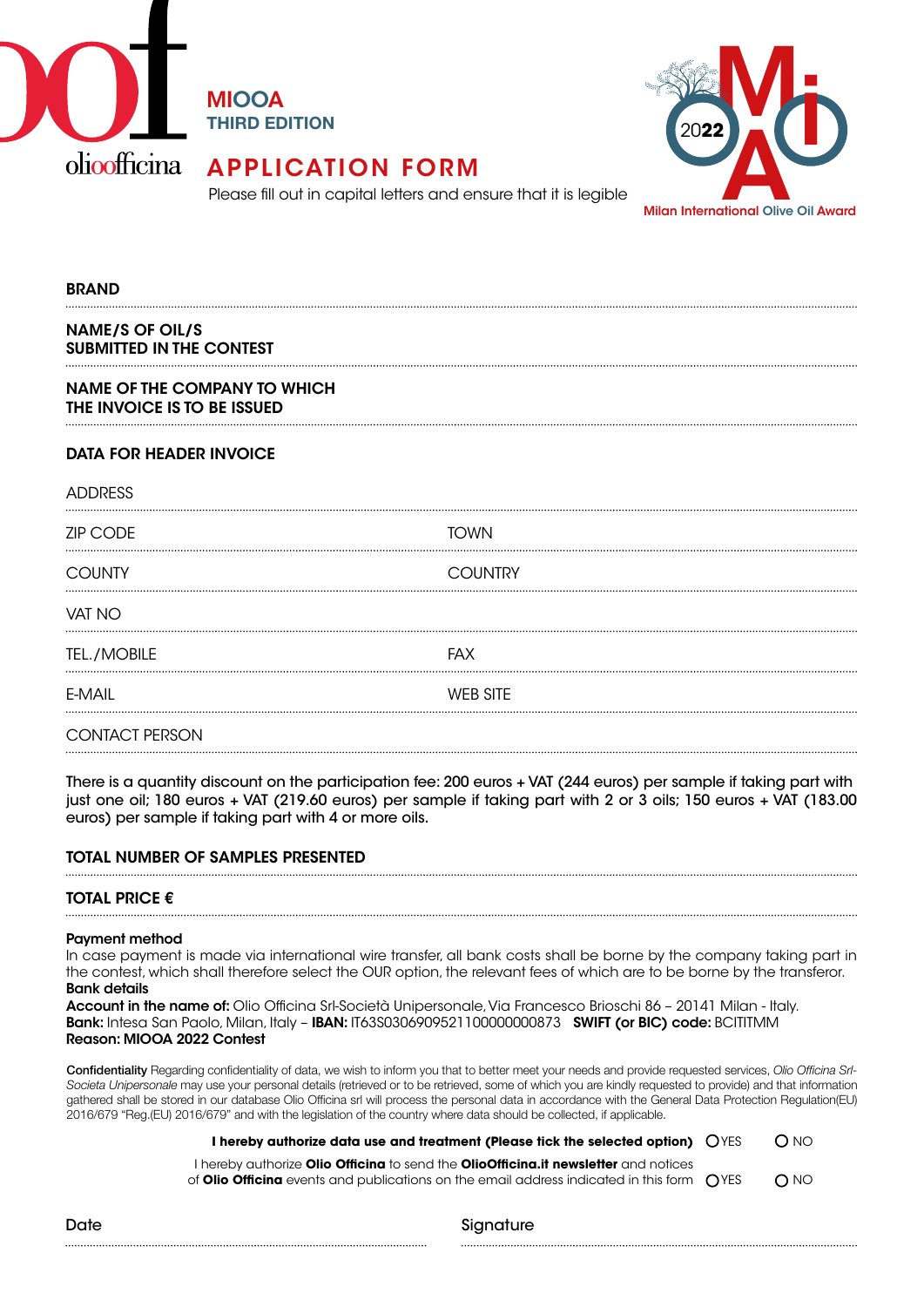olioofficina

**MIOOA**
**THIRD EDITION**

# APPLICATION FORM

Please fill out in capital letters and ensure that it is legible

2022 MiOOA
Milan International Olive Oil Award

**BRAND**

**NAME/S OF OIL/S SUBMITTED IN THE CONTEST**

**NAME OF THE COMPANY TO WHICH THE INVOICE IS TO BE ISSUED**

**DATA FOR HEADER INVOICE**

ADDRESS

ZIP CODE | TOWN

COUNTY | COUNTRY

VAT NO

TEL./MOBILE | FAX

E-MAIL | WEB SITE

CONTACT PERSON

There is a quantity discount on the participation fee: 200 euros + VAT (244 euros) per sample if taking part with just one oil; 180 euros + VAT (219.60 euros) per sample if taking part with 2 or 3 oils; 150 euros + VAT (183.00 euros) per sample if taking part with 4 or more oils.

**TOTAL NUMBER OF SAMPLES PRESENTED**

**TOTAL PRICE €**

**Payment method**
In case payment is made via international wire transfer, all bank costs shall be borne by the company taking part in the contest, which shall therefore select the OUR option, the relevant fees of which are to be borne by the transferor.
**Bank details**
**Account in the name of:** Olio Officina Srl-Società Unipersonale, Via Francesco Brioschi 86 – 20141 Milan - Italy.
**Bank:** Intesa San Paolo, Milan, Italy – **IBAN:** IT63S0306909521100000000873 **SWIFT (or BIC) code:** BCITITMM
**Reason: MIOOA 2022 Contest**

**Confidentiality** Regarding confidentiality of data, we wish to inform you that to better meet your needs and provide requested services, *Olio Officina Srl-Societa Unipersonale* may use your personal details (retrieved or to be retrieved, some of which you are kindly requested to provide) and that information gathered shall be stored in our database Olio Officina srl will process the personal data in accordance with the General Data Protection Regulation(EU) 2016/679 "Reg.(EU) 2016/679" and with the legislation of the country where data should be collected, if applicable.

**I hereby authorize data use and treatment (Please tick the selected option)** ◯ YES ◯ NO

I hereby authorize **Olio Officina** to send the **OlioOfficina.it newsletter** and notices of **Olio Officina** events and publications on the email address indicated in this form ◯ YES ◯ NO

Date | Signature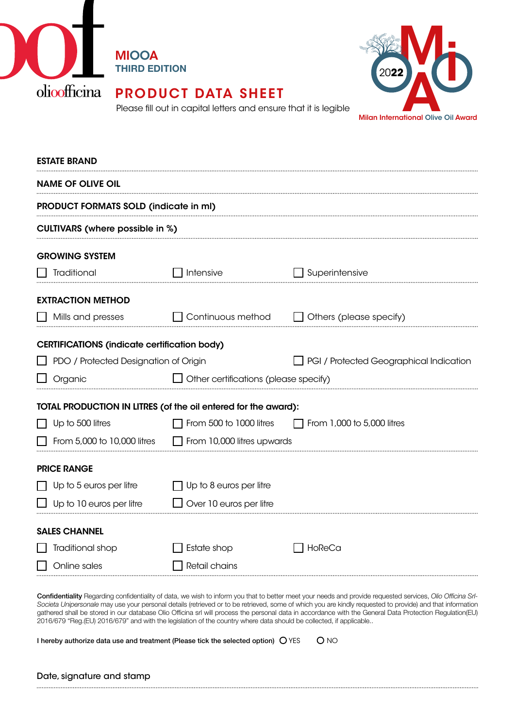olioofficina

# MIOOA
## THIRD EDITION

# PRODUCT DATA SHEET

Please fill out in capital letters and ensure that it is legible

2022 MiOOA
Milan International Olive Oil Award

**ESTATE BRAND**

**NAME OF OLIVE OIL**

**PRODUCT FORMATS SOLD (indicate in ml)**

**CULTIVARS (where possible in %)**

**GROWING SYSTEM**

- ☐ Traditional
- ☐ Intensive
- ☐ Superintensive

**EXTRACTION METHOD**

- ☐ Mills and presses
- ☐ Continuous method
- ☐ Others (please specify)

**CERTIFICATIONS (indicate certification body)**

- ☐ PDO / Protected Designation of Origin
- ☐ PGI / Protected Geographical Indication
- ☐ Organic
- ☐ Other certifications (please specify)

**TOTAL PRODUCTION IN LITRES (of the oil entered for the award):**

- ☐ Up to 500 litres
- ☐ From 500 to 1000 litres
- ☐ From 1,000 to 5,000 litres
- ☐ From 5,000 to 10,000 litres
- ☐ From 10,000 litres upwards

**PRICE RANGE**

- ☐ Up to 5 euros per litre
- ☐ Up to 8 euros per litre
- ☐ Up to 10 euros per litre
- ☐ Over 10 euros per litre

**SALES CHANNEL**

- ☐ Traditional shop
- ☐ Estate shop
- ☐ HoReCa
- ☐ Online sales
- ☐ Retail chains

**Confidentiality** Regarding confidentiality of data, we wish to inform you that to better meet your needs and provide requested services, *Olio Officina Srl-Societa Unipersonale* may use your personal details (retrieved or to be retrieved, some of which you are kindly requested to provide) and that information gathered shall be stored in our database Olio Officina srl will process the personal data in accordance with the General Data Protection Regulation(EU) 2016/679 "Reg.(EU) 2016/679" and with the legislation of the country where data should be collected, if applicable..

**I hereby authorize data use and treatment (Please tick the selected option)** ○ YES ○ NO

Date, signature and stamp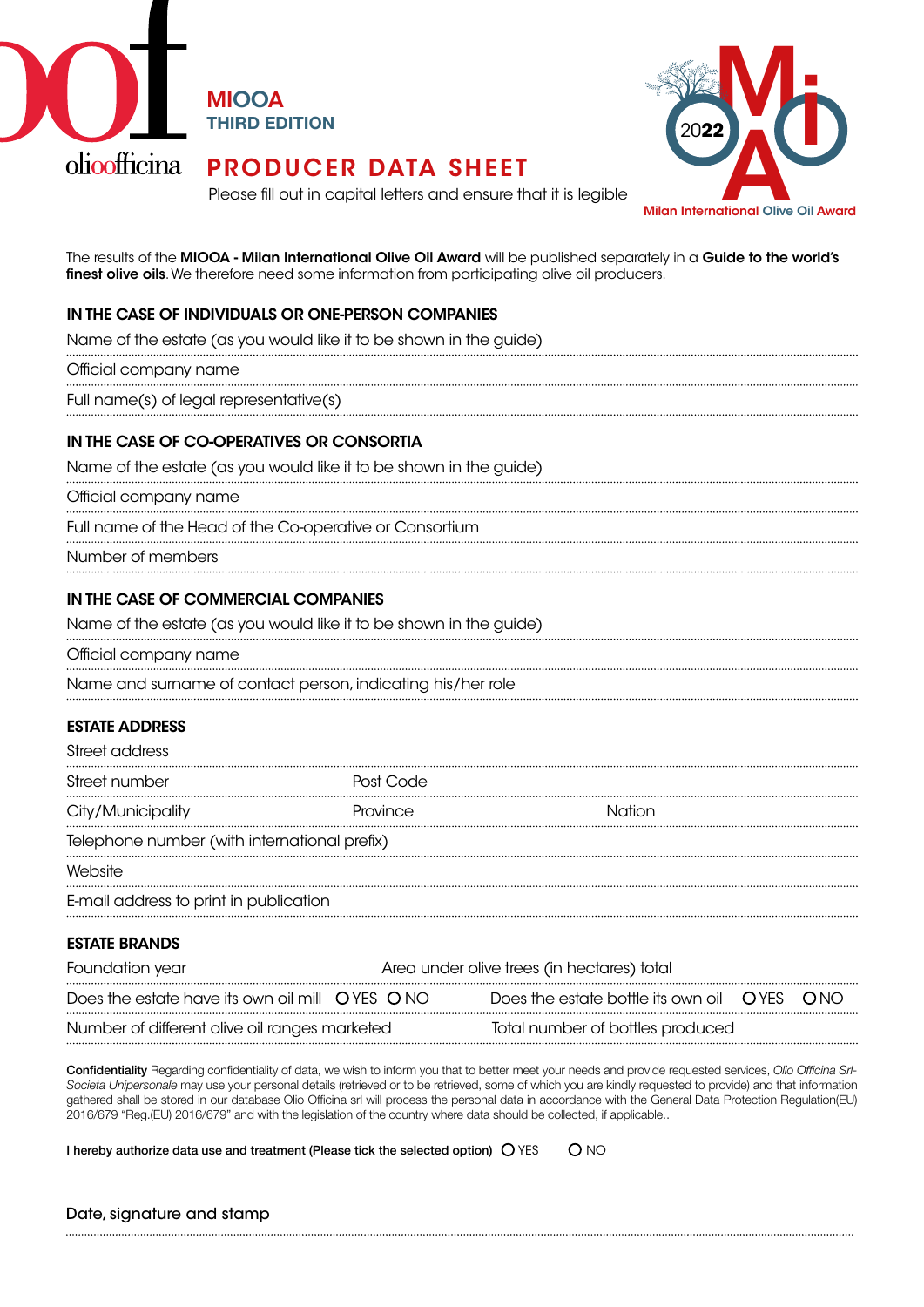olioofficina

# MIOOA
## THIRD EDITION

# PRODUCER DATA SHEET

Please fill out in capital letters and ensure that it is legible

2022 MiOA Milan International Olive Oil Award

The results of the **MIOOA - Milan International Olive Oil Award** will be published separately in a **Guide to the world's finest olive oils**. We therefore need some information from participating olive oil producers.

### IN THE CASE OF INDIVIDUALS OR ONE-PERSON COMPANIES

Name of the estate (as you would like it to be shown in the guide)

Official company name

Full name(s) of legal representative(s)

### IN THE CASE OF CO-OPERATIVES OR CONSORTIA

Name of the estate (as you would like it to be shown in the guide)

Official company name

Full name of the Head of the Co-operative or Consortium

Number of members

### IN THE CASE OF COMMERCIAL COMPANIES

Name of the estate (as you would like it to be shown in the guide)

Official company name

Name and surname of contact person, indicating his/her role

### ESTATE ADDRESS

Street address

Street number Post Code

City/Municipality Province Nation

Telephone number (with international prefix)

Website

E-mail address to print in publication

### ESTATE BRANDS

Foundation year Area under olive trees (in hectares) total

Does the estate have its own oil mill O YES O NO Does the estate bottle its own oil O YES O NO

Number of different olive oil ranges marketed Total number of bottles produced

**Confidentiality** Regarding confidentiality of data, we wish to inform you that to better meet your needs and provide requested services, *Olio Officina Srl-Societa Unipersonale* may use your personal details (retrieved or to be retrieved, some of which you are kindly requested to provide) and that information gathered shall be stored in our database Olio Officina srl will process the personal data in accordance with the General Data Protection Regulation(EU) 2016/679 "Reg.(EU) 2016/679" and with the legislation of the country where data should be collected, if applicable..

**I hereby authorize data use and treatment (Please tick the selected option)** O YES O NO

Date, signature and stamp